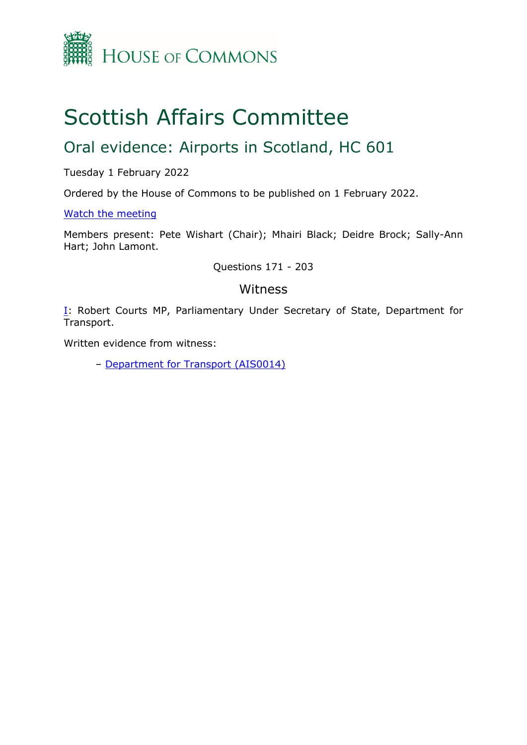House of Commons

# Scottish Affairs Committee

## Oral evidence: Airports in Scotland, HC 601

Tuesday 1 February 2022

Ordered by the House of Commons to be published on 1 February 2022.

Watch the meeting

Members present: Pete Wishart (Chair); Mhairi Black; Deidre Brock; Sally-Ann Hart; John Lamont.

Questions 171 - 203

### Witness

I: Robert Courts MP, Parliamentary Under Secretary of State, Department for Transport.

Written evidence from witness:

– Department for Transport (AIS0014)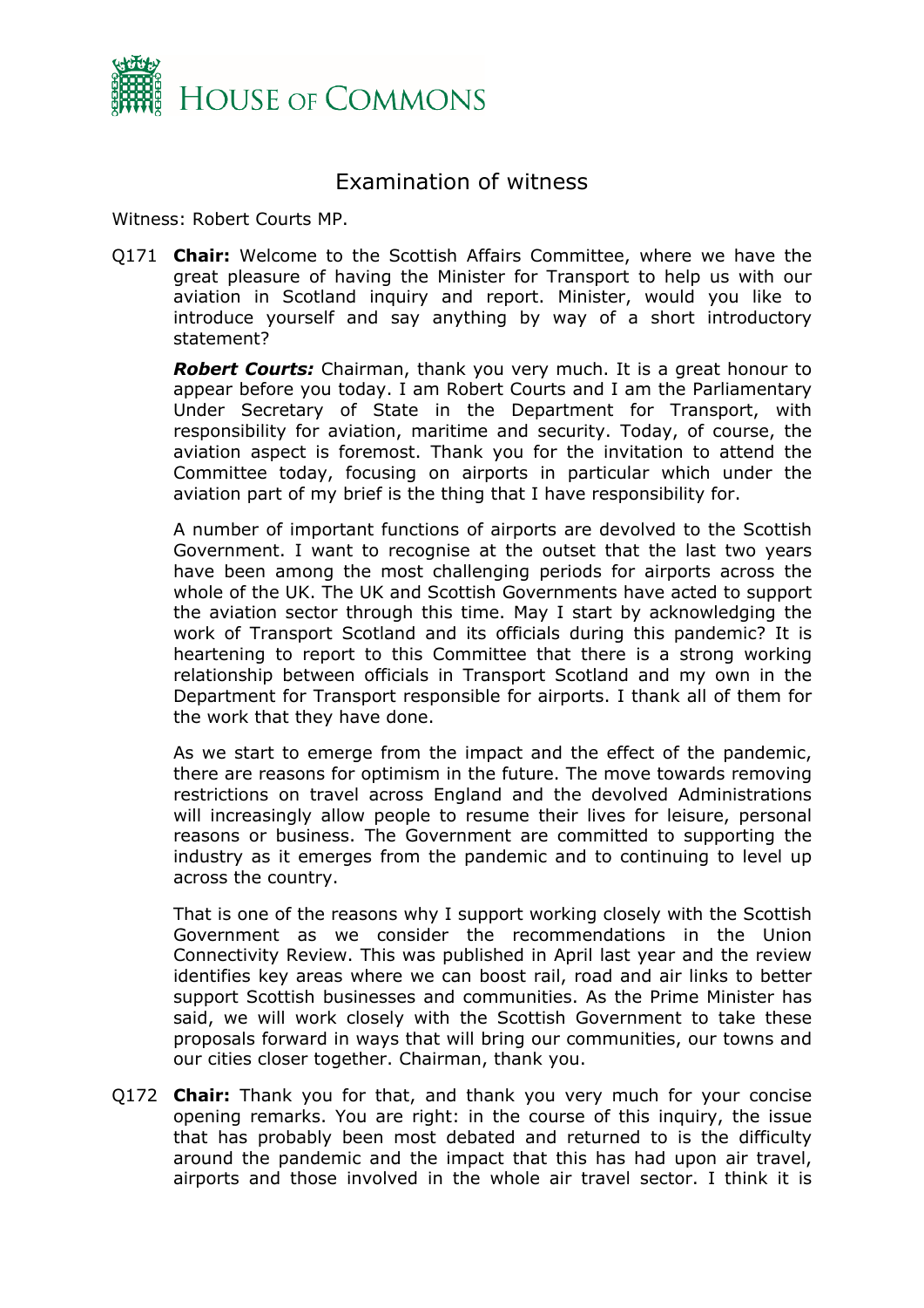# Examination of witness

Witness: Robert Courts MP.

Q171 **Chair:** Welcome to the Scottish Affairs Committee, where we have the great pleasure of having the Minister for Transport to help us with our aviation in Scotland inquiry and report. Minister, would you like to introduce yourself and say anything by way of a short introductory statement?

***Robert Courts:*** Chairman, thank you very much. It is a great honour to appear before you today. I am Robert Courts and I am the Parliamentary Under Secretary of State in the Department for Transport, with responsibility for aviation, maritime and security. Today, of course, the aviation aspect is foremost. Thank you for the invitation to attend the Committee today, focusing on airports in particular which under the aviation part of my brief is the thing that I have responsibility for.

A number of important functions of airports are devolved to the Scottish Government. I want to recognise at the outset that the last two years have been among the most challenging periods for airports across the whole of the UK. The UK and Scottish Governments have acted to support the aviation sector through this time. May I start by acknowledging the work of Transport Scotland and its officials during this pandemic? It is heartening to report to this Committee that there is a strong working relationship between officials in Transport Scotland and my own in the Department for Transport responsible for airports. I thank all of them for the work that they have done.

As we start to emerge from the impact and the effect of the pandemic, there are reasons for optimism in the future. The move towards removing restrictions on travel across England and the devolved Administrations will increasingly allow people to resume their lives for leisure, personal reasons or business. The Government are committed to supporting the industry as it emerges from the pandemic and to continuing to level up across the country.

That is one of the reasons why I support working closely with the Scottish Government as we consider the recommendations in the Union Connectivity Review. This was published in April last year and the review identifies key areas where we can boost rail, road and air links to better support Scottish businesses and communities. As the Prime Minister has said, we will work closely with the Scottish Government to take these proposals forward in ways that will bring our communities, our towns and our cities closer together. Chairman, thank you.

Q172 **Chair:** Thank you for that, and thank you very much for your concise opening remarks. You are right: in the course of this inquiry, the issue that has probably been most debated and returned to is the difficulty around the pandemic and the impact that this has had upon air travel, airports and those involved in the whole air travel sector. I think it is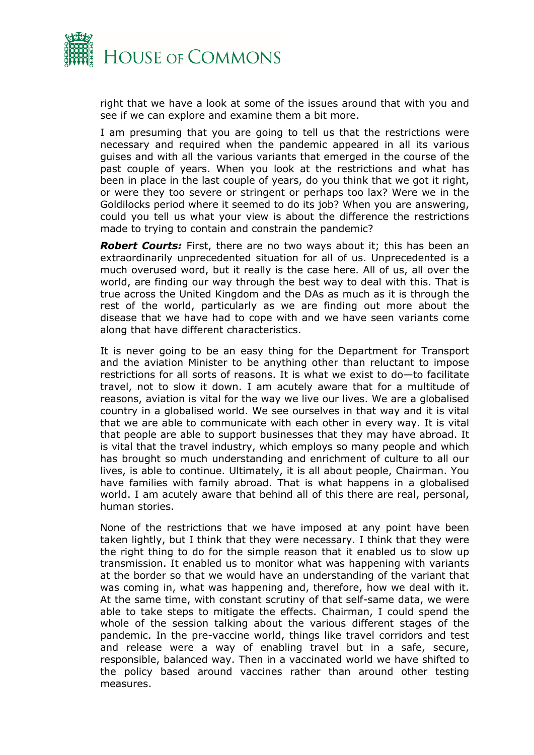right that we have a look at some of the issues around that with you and see if we can explore and examine them a bit more.

I am presuming that you are going to tell us that the restrictions were necessary and required when the pandemic appeared in all its various guises and with all the various variants that emerged in the course of the past couple of years. When you look at the restrictions and what has been in place in the last couple of years, do you think that we got it right, or were they too severe or stringent or perhaps too lax? Were we in the Goldilocks period where it seemed to do its job? When you are answering, could you tell us what your view is about the difference the restrictions made to trying to contain and constrain the pandemic?

***Robert Courts:*** First, there are no two ways about it; this has been an extraordinarily unprecedented situation for all of us. Unprecedented is a much overused word, but it really is the case here. All of us, all over the world, are finding our way through the best way to deal with this. That is true across the United Kingdom and the DAs as much as it is through the rest of the world, particularly as we are finding out more about the disease that we have had to cope with and we have seen variants come along that have different characteristics.

It is never going to be an easy thing for the Department for Transport and the aviation Minister to be anything other than reluctant to impose restrictions for all sorts of reasons. It is what we exist to do—to facilitate travel, not to slow it down. I am acutely aware that for a multitude of reasons, aviation is vital for the way we live our lives. We are a globalised country in a globalised world. We see ourselves in that way and it is vital that we are able to communicate with each other in every way. It is vital that people are able to support businesses that they may have abroad. It is vital that the travel industry, which employs so many people and which has brought so much understanding and enrichment of culture to all our lives, is able to continue. Ultimately, it is all about people, Chairman. You have families with family abroad. That is what happens in a globalised world. I am acutely aware that behind all of this there are real, personal, human stories.

None of the restrictions that we have imposed at any point have been taken lightly, but I think that they were necessary. I think that they were the right thing to do for the simple reason that it enabled us to slow up transmission. It enabled us to monitor what was happening with variants at the border so that we would have an understanding of the variant that was coming in, what was happening and, therefore, how we deal with it. At the same time, with constant scrutiny of that self-same data, we were able to take steps to mitigate the effects. Chairman, I could spend the whole of the session talking about the various different stages of the pandemic. In the pre-vaccine world, things like travel corridors and test and release were a way of enabling travel but in a safe, secure, responsible, balanced way. Then in a vaccinated world we have shifted to the policy based around vaccines rather than around other testing measures.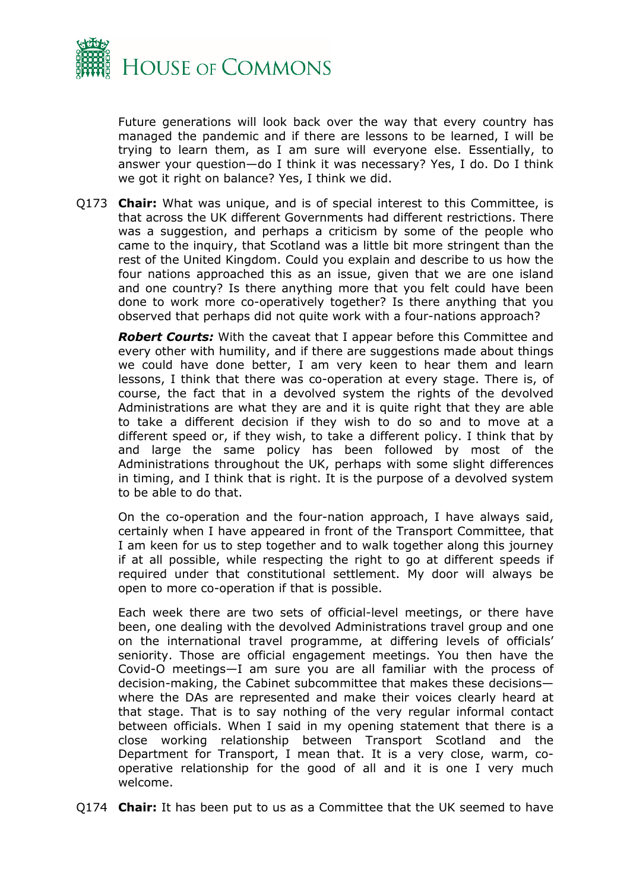Future generations will look back over the way that every country has managed the pandemic and if there are lessons to be learned, I will be trying to learn them, as I am sure will everyone else. Essentially, to answer your question—do I think it was necessary? Yes, I do. Do I think we got it right on balance? Yes, I think we did.

Q173 **Chair:** What was unique, and is of special interest to this Committee, is that across the UK different Governments had different restrictions. There was a suggestion, and perhaps a criticism by some of the people who came to the inquiry, that Scotland was a little bit more stringent than the rest of the United Kingdom. Could you explain and describe to us how the four nations approached this as an issue, given that we are one island and one country? Is there anything more that you felt could have been done to work more co-operatively together? Is there anything that you observed that perhaps did not quite work with a four-nations approach?

***Robert Courts:*** With the caveat that I appear before this Committee and every other with humility, and if there are suggestions made about things we could have done better, I am very keen to hear them and learn lessons, I think that there was co-operation at every stage. There is, of course, the fact that in a devolved system the rights of the devolved Administrations are what they are and it is quite right that they are able to take a different decision if they wish to do so and to move at a different speed or, if they wish, to take a different policy. I think that by and large the same policy has been followed by most of the Administrations throughout the UK, perhaps with some slight differences in timing, and I think that is right. It is the purpose of a devolved system to be able to do that.

On the co-operation and the four-nation approach, I have always said, certainly when I have appeared in front of the Transport Committee, that I am keen for us to step together and to walk together along this journey if at all possible, while respecting the right to go at different speeds if required under that constitutional settlement. My door will always be open to more co-operation if that is possible.

Each week there are two sets of official-level meetings, or there have been, one dealing with the devolved Administrations travel group and one on the international travel programme, at differing levels of officials' seniority. Those are official engagement meetings. You then have the Covid-O meetings—I am sure you are all familiar with the process of decision-making, the Cabinet subcommittee that makes these decisions—where the DAs are represented and make their voices clearly heard at that stage. That is to say nothing of the very regular informal contact between officials. When I said in my opening statement that there is a close working relationship between Transport Scotland and the Department for Transport, I mean that. It is a very close, warm, co-operative relationship for the good of all and it is one I very much welcome.

Q174 **Chair:** It has been put to us as a Committee that the UK seemed to have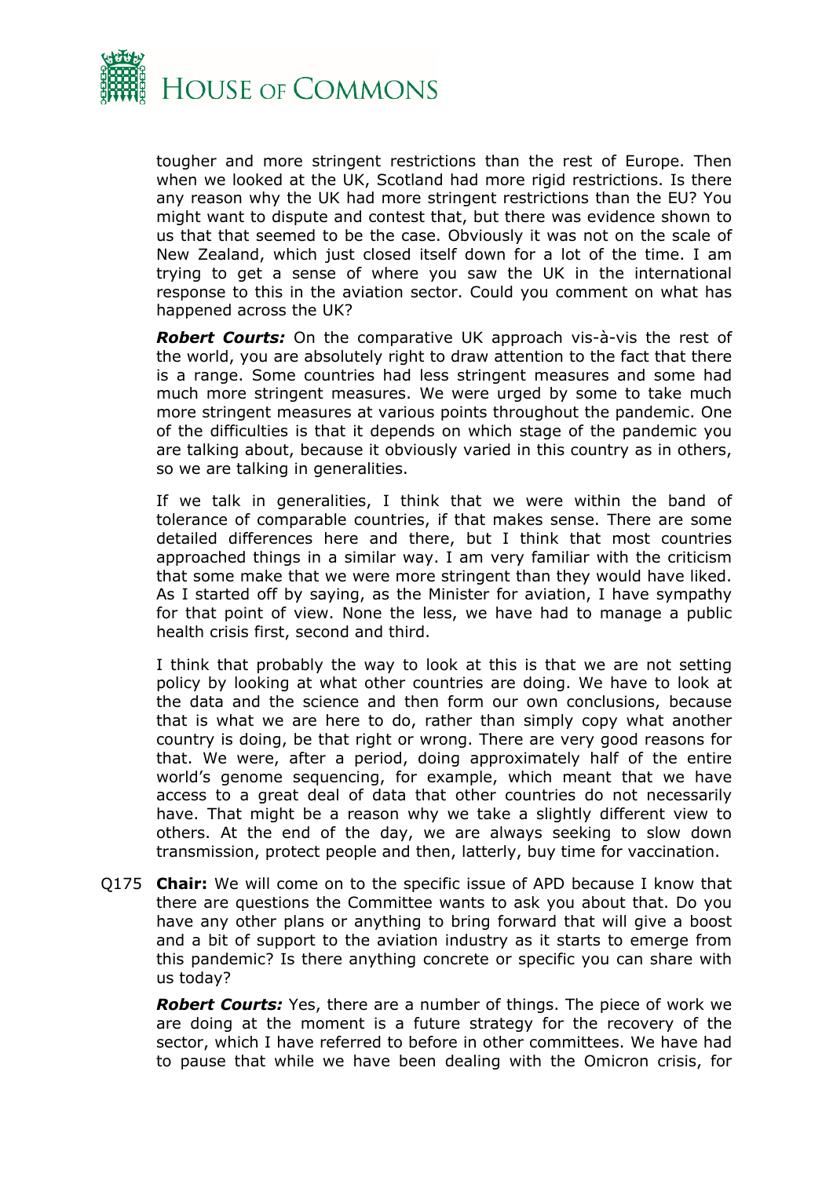tougher and more stringent restrictions than the rest of Europe. Then when we looked at the UK, Scotland had more rigid restrictions. Is there any reason why the UK had more stringent restrictions than the EU? You might want to dispute and contest that, but there was evidence shown to us that that seemed to be the case. Obviously it was not on the scale of New Zealand, which just closed itself down for a lot of the time. I am trying to get a sense of where you saw the UK in the international response to this in the aviation sector. Could you comment on what has happened across the UK?

***Robert Courts:*** On the comparative UK approach vis-à-vis the rest of the world, you are absolutely right to draw attention to the fact that there is a range. Some countries had less stringent measures and some had much more stringent measures. We were urged by some to take much more stringent measures at various points throughout the pandemic. One of the difficulties is that it depends on which stage of the pandemic you are talking about, because it obviously varied in this country as in others, so we are talking in generalities.

If we talk in generalities, I think that we were within the band of tolerance of comparable countries, if that makes sense. There are some detailed differences here and there, but I think that most countries approached things in a similar way. I am very familiar with the criticism that some make that we were more stringent than they would have liked. As I started off by saying, as the Minister for aviation, I have sympathy for that point of view. None the less, we have had to manage a public health crisis first, second and third.

I think that probably the way to look at this is that we are not setting policy by looking at what other countries are doing. We have to look at the data and the science and then form our own conclusions, because that is what we are here to do, rather than simply copy what another country is doing, be that right or wrong. There are very good reasons for that. We were, after a period, doing approximately half of the entire world's genome sequencing, for example, which meant that we have access to a great deal of data that other countries do not necessarily have. That might be a reason why we take a slightly different view to others. At the end of the day, we are always seeking to slow down transmission, protect people and then, latterly, buy time for vaccination.

Q175 **Chair:** We will come on to the specific issue of APD because I know that there are questions the Committee wants to ask you about that. Do you have any other plans or anything to bring forward that will give a boost and a bit of support to the aviation industry as it starts to emerge from this pandemic? Is there anything concrete or specific you can share with us today?

***Robert Courts:*** Yes, there are a number of things. The piece of work we are doing at the moment is a future strategy for the recovery of the sector, which I have referred to before in other committees. We have had to pause that while we have been dealing with the Omicron crisis, for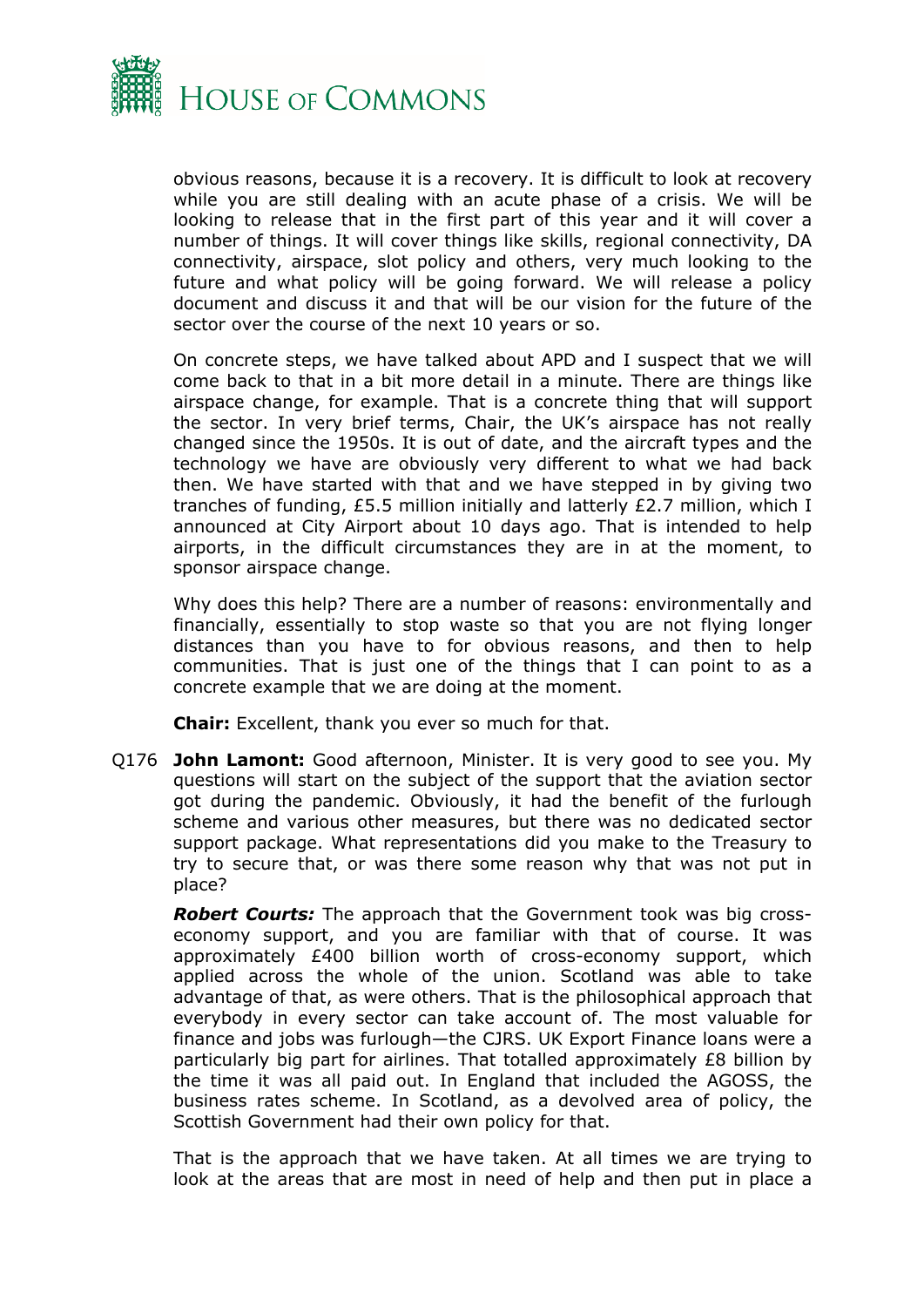obvious reasons, because it is a recovery. It is difficult to look at recovery while you are still dealing with an acute phase of a crisis. We will be looking to release that in the first part of this year and it will cover a number of things. It will cover things like skills, regional connectivity, DA connectivity, airspace, slot policy and others, very much looking to the future and what policy will be going forward. We will release a policy document and discuss it and that will be our vision for the future of the sector over the course of the next 10 years or so.

On concrete steps, we have talked about APD and I suspect that we will come back to that in a bit more detail in a minute. There are things like airspace change, for example. That is a concrete thing that will support the sector. In very brief terms, Chair, the UK's airspace has not really changed since the 1950s. It is out of date, and the aircraft types and the technology we have are obviously very different to what we had back then. We have started with that and we have stepped in by giving two tranches of funding, £5.5 million initially and latterly £2.7 million, which I announced at City Airport about 10 days ago. That is intended to help airports, in the difficult circumstances they are in at the moment, to sponsor airspace change.

Why does this help? There are a number of reasons: environmentally and financially, essentially to stop waste so that you are not flying longer distances than you have to for obvious reasons, and then to help communities. That is just one of the things that I can point to as a concrete example that we are doing at the moment.

**Chair:** Excellent, thank you ever so much for that.

Q176 **John Lamont:** Good afternoon, Minister. It is very good to see you. My questions will start on the subject of the support that the aviation sector got during the pandemic. Obviously, it had the benefit of the furlough scheme and various other measures, but there was no dedicated sector support package. What representations did you make to the Treasury to try to secure that, or was there some reason why that was not put in place?

***Robert Courts:*** The approach that the Government took was big cross-economy support, and you are familiar with that of course. It was approximately £400 billion worth of cross-economy support, which applied across the whole of the union. Scotland was able to take advantage of that, as were others. That is the philosophical approach that everybody in every sector can take account of. The most valuable for finance and jobs was furlough—the CJRS. UK Export Finance loans were a particularly big part for airlines. That totalled approximately £8 billion by the time it was all paid out. In England that included the AGOSS, the business rates scheme. In Scotland, as a devolved area of policy, the Scottish Government had their own policy for that.

That is the approach that we have taken. At all times we are trying to look at the areas that are most in need of help and then put in place a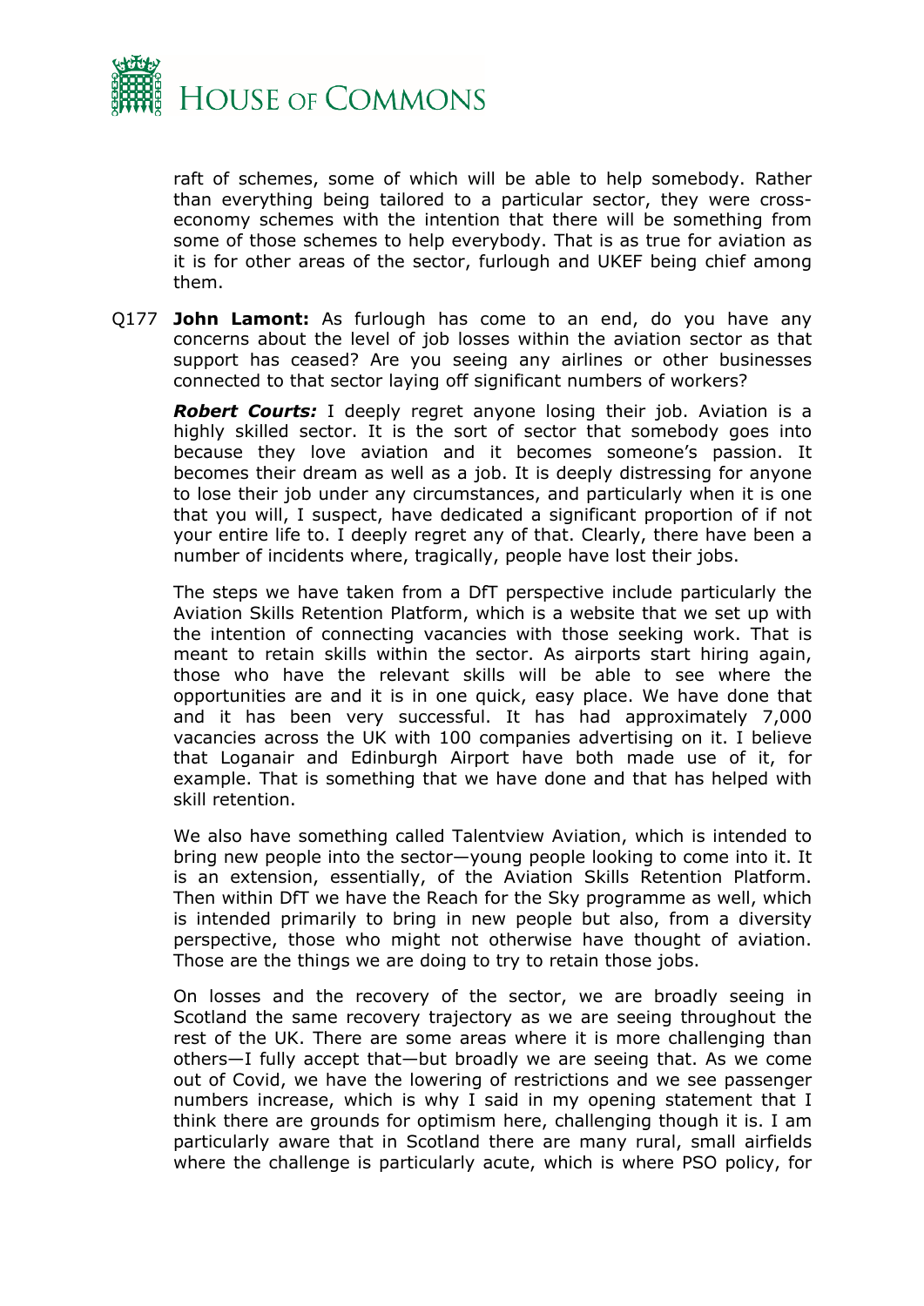raft of schemes, some of which will be able to help somebody. Rather than everything being tailored to a particular sector, they were cross-economy schemes with the intention that there will be something from some of those schemes to help everybody. That is as true for aviation as it is for other areas of the sector, furlough and UKEF being chief among them.

Q177 **John Lamont:** As furlough has come to an end, do you have any concerns about the level of job losses within the aviation sector as that support has ceased? Are you seeing any airlines or other businesses connected to that sector laying off significant numbers of workers?

***Robert Courts:*** I deeply regret anyone losing their job. Aviation is a highly skilled sector. It is the sort of sector that somebody goes into because they love aviation and it becomes someone's passion. It becomes their dream as well as a job. It is deeply distressing for anyone to lose their job under any circumstances, and particularly when it is one that you will, I suspect, have dedicated a significant proportion of if not your entire life to. I deeply regret any of that. Clearly, there have been a number of incidents where, tragically, people have lost their jobs.

The steps we have taken from a DfT perspective include particularly the Aviation Skills Retention Platform, which is a website that we set up with the intention of connecting vacancies with those seeking work. That is meant to retain skills within the sector. As airports start hiring again, those who have the relevant skills will be able to see where the opportunities are and it is in one quick, easy place. We have done that and it has been very successful. It has had approximately 7,000 vacancies across the UK with 100 companies advertising on it. I believe that Loganair and Edinburgh Airport have both made use of it, for example. That is something that we have done and that has helped with skill retention.

We also have something called Talentview Aviation, which is intended to bring new people into the sector—young people looking to come into it. It is an extension, essentially, of the Aviation Skills Retention Platform. Then within DfT we have the Reach for the Sky programme as well, which is intended primarily to bring in new people but also, from a diversity perspective, those who might not otherwise have thought of aviation. Those are the things we are doing to try to retain those jobs.

On losses and the recovery of the sector, we are broadly seeing in Scotland the same recovery trajectory as we are seeing throughout the rest of the UK. There are some areas where it is more challenging than others—I fully accept that—but broadly we are seeing that. As we come out of Covid, we have the lowering of restrictions and we see passenger numbers increase, which is why I said in my opening statement that I think there are grounds for optimism here, challenging though it is. I am particularly aware that in Scotland there are many rural, small airfields where the challenge is particularly acute, which is where PSO policy, for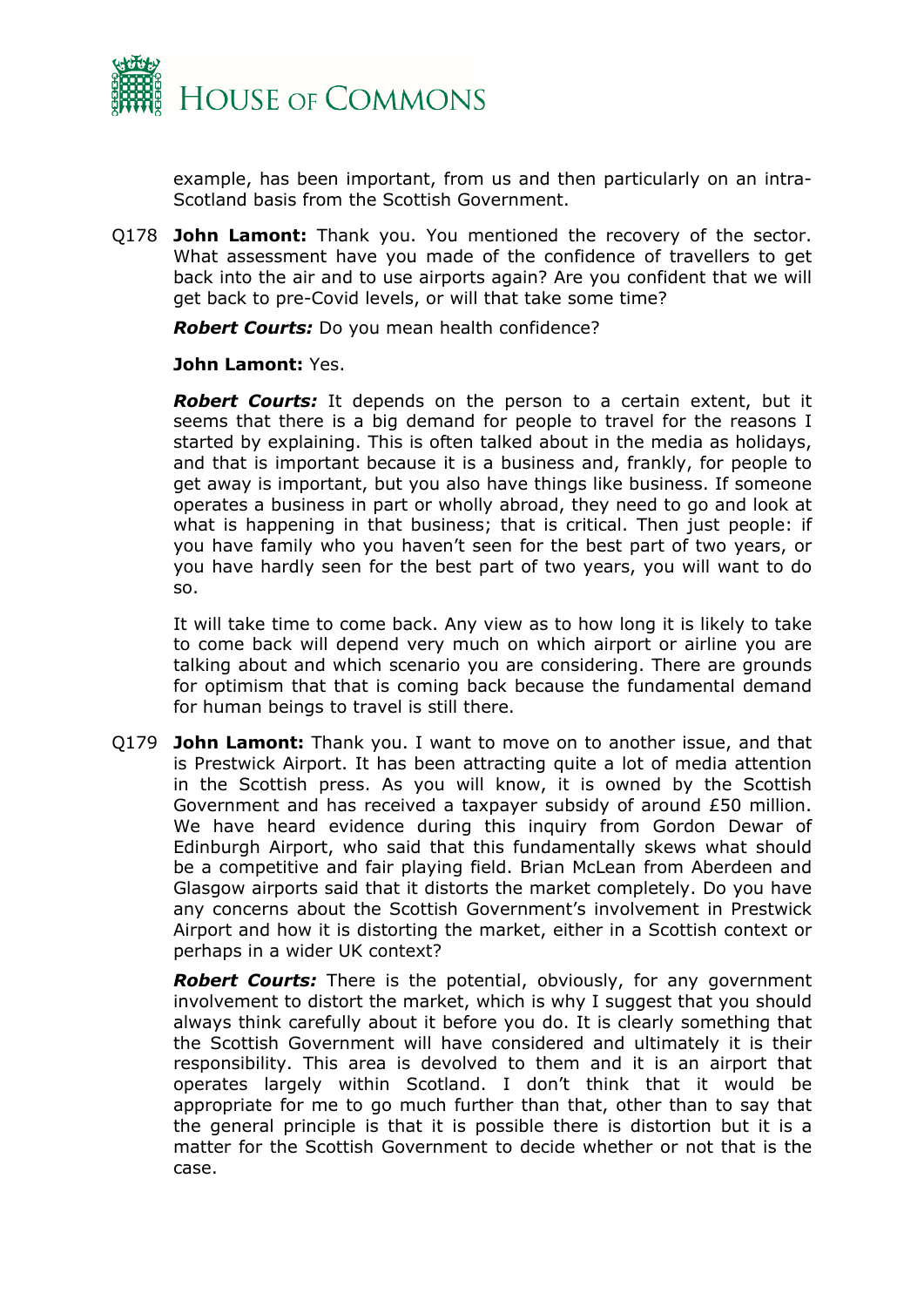example, has been important, from us and then particularly on an intra-Scotland basis from the Scottish Government.

Q178 **John Lamont:** Thank you. You mentioned the recovery of the sector. What assessment have you made of the confidence of travellers to get back into the air and to use airports again? Are you confident that we will get back to pre-Covid levels, or will that take some time?

***Robert Courts:*** Do you mean health confidence?

**John Lamont:** Yes.

***Robert Courts:*** It depends on the person to a certain extent, but it seems that there is a big demand for people to travel for the reasons I started by explaining. This is often talked about in the media as holidays, and that is important because it is a business and, frankly, for people to get away is important, but you also have things like business. If someone operates a business in part or wholly abroad, they need to go and look at what is happening in that business; that is critical. Then just people: if you have family who you haven't seen for the best part of two years, or you have hardly seen for the best part of two years, you will want to do so.

It will take time to come back. Any view as to how long it is likely to take to come back will depend very much on which airport or airline you are talking about and which scenario you are considering. There are grounds for optimism that that is coming back because the fundamental demand for human beings to travel is still there.

Q179 **John Lamont:** Thank you. I want to move on to another issue, and that is Prestwick Airport. It has been attracting quite a lot of media attention in the Scottish press. As you will know, it is owned by the Scottish Government and has received a taxpayer subsidy of around £50 million. We have heard evidence during this inquiry from Gordon Dewar of Edinburgh Airport, who said that this fundamentally skews what should be a competitive and fair playing field. Brian McLean from Aberdeen and Glasgow airports said that it distorts the market completely. Do you have any concerns about the Scottish Government's involvement in Prestwick Airport and how it is distorting the market, either in a Scottish context or perhaps in a wider UK context?

***Robert Courts:*** There is the potential, obviously, for any government involvement to distort the market, which is why I suggest that you should always think carefully about it before you do. It is clearly something that the Scottish Government will have considered and ultimately it is their responsibility. This area is devolved to them and it is an airport that operates largely within Scotland. I don't think that it would be appropriate for me to go much further than that, other than to say that the general principle is that it is possible there is distortion but it is a matter for the Scottish Government to decide whether or not that is the case.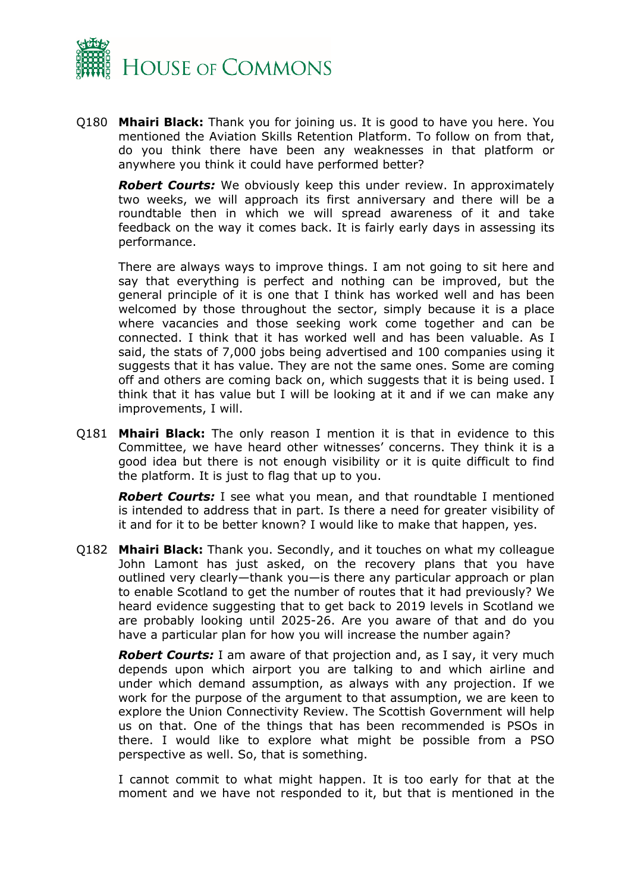Q180 **Mhairi Black:** Thank you for joining us. It is good to have you here. You mentioned the Aviation Skills Retention Platform. To follow on from that, do you think there have been any weaknesses in that platform or anywhere you think it could have performed better?

***Robert Courts:*** We obviously keep this under review. In approximately two weeks, we will approach its first anniversary and there will be a roundtable then in which we will spread awareness of it and take feedback on the way it comes back. It is fairly early days in assessing its performance.

There are always ways to improve things. I am not going to sit here and say that everything is perfect and nothing can be improved, but the general principle of it is one that I think has worked well and has been welcomed by those throughout the sector, simply because it is a place where vacancies and those seeking work come together and can be connected. I think that it has worked well and has been valuable. As I said, the stats of 7,000 jobs being advertised and 100 companies using it suggests that it has value. They are not the same ones. Some are coming off and others are coming back on, which suggests that it is being used. I think that it has value but I will be looking at it and if we can make any improvements, I will.

Q181 **Mhairi Black:** The only reason I mention it is that in evidence to this Committee, we have heard other witnesses' concerns. They think it is a good idea but there is not enough visibility or it is quite difficult to find the platform. It is just to flag that up to you.

***Robert Courts:*** I see what you mean, and that roundtable I mentioned is intended to address that in part. Is there a need for greater visibility of it and for it to be better known? I would like to make that happen, yes.

Q182 **Mhairi Black:** Thank you. Secondly, and it touches on what my colleague John Lamont has just asked, on the recovery plans that you have outlined very clearly—thank you—is there any particular approach or plan to enable Scotland to get the number of routes that it had previously? We heard evidence suggesting that to get back to 2019 levels in Scotland we are probably looking until 2025-26. Are you aware of that and do you have a particular plan for how you will increase the number again?

***Robert Courts:*** I am aware of that projection and, as I say, it very much depends upon which airport you are talking to and which airline and under which demand assumption, as always with any projection. If we work for the purpose of the argument to that assumption, we are keen to explore the Union Connectivity Review. The Scottish Government will help us on that. One of the things that has been recommended is PSOs in there. I would like to explore what might be possible from a PSO perspective as well. So, that is something.

I cannot commit to what might happen. It is too early for that at the moment and we have not responded to it, but that is mentioned in the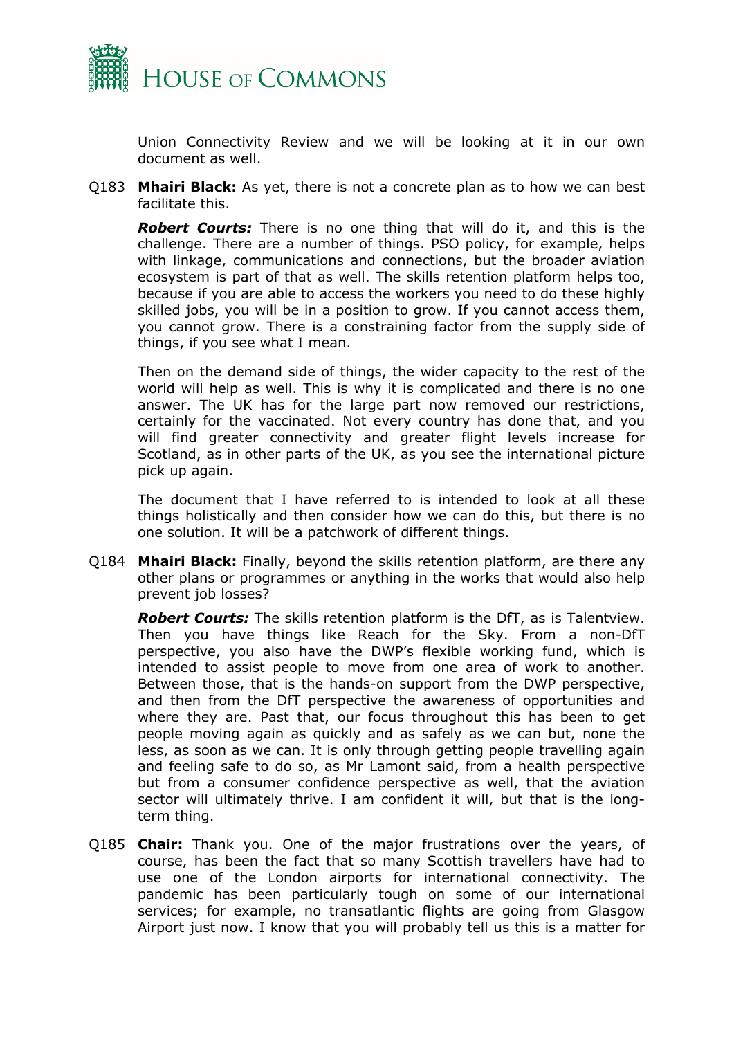Union Connectivity Review and we will be looking at it in our own document as well.

Q183 **Mhairi Black:** As yet, there is not a concrete plan as to how we can best facilitate this.

***Robert Courts:*** There is no one thing that will do it, and this is the challenge. There are a number of things. PSO policy, for example, helps with linkage, communications and connections, but the broader aviation ecosystem is part of that as well. The skills retention platform helps too, because if you are able to access the workers you need to do these highly skilled jobs, you will be in a position to grow. If you cannot access them, you cannot grow. There is a constraining factor from the supply side of things, if you see what I mean.

Then on the demand side of things, the wider capacity to the rest of the world will help as well. This is why it is complicated and there is no one answer. The UK has for the large part now removed our restrictions, certainly for the vaccinated. Not every country has done that, and you will find greater connectivity and greater flight levels increase for Scotland, as in other parts of the UK, as you see the international picture pick up again.

The document that I have referred to is intended to look at all these things holistically and then consider how we can do this, but there is no one solution. It will be a patchwork of different things.

Q184 **Mhairi Black:** Finally, beyond the skills retention platform, are there any other plans or programmes or anything in the works that would also help prevent job losses?

***Robert Courts:*** The skills retention platform is the DfT, as is Talentview. Then you have things like Reach for the Sky. From a non-DfT perspective, you also have the DWP's flexible working fund, which is intended to assist people to move from one area of work to another. Between those, that is the hands-on support from the DWP perspective, and then from the DfT perspective the awareness of opportunities and where they are. Past that, our focus throughout this has been to get people moving again as quickly and as safely as we can but, none the less, as soon as we can. It is only through getting people travelling again and feeling safe to do so, as Mr Lamont said, from a health perspective but from a consumer confidence perspective as well, that the aviation sector will ultimately thrive. I am confident it will, but that is the long-term thing.

Q185 **Chair:** Thank you. One of the major frustrations over the years, of course, has been the fact that so many Scottish travellers have had to use one of the London airports for international connectivity. The pandemic has been particularly tough on some of our international services; for example, no transatlantic flights are going from Glasgow Airport just now. I know that you will probably tell us this is a matter for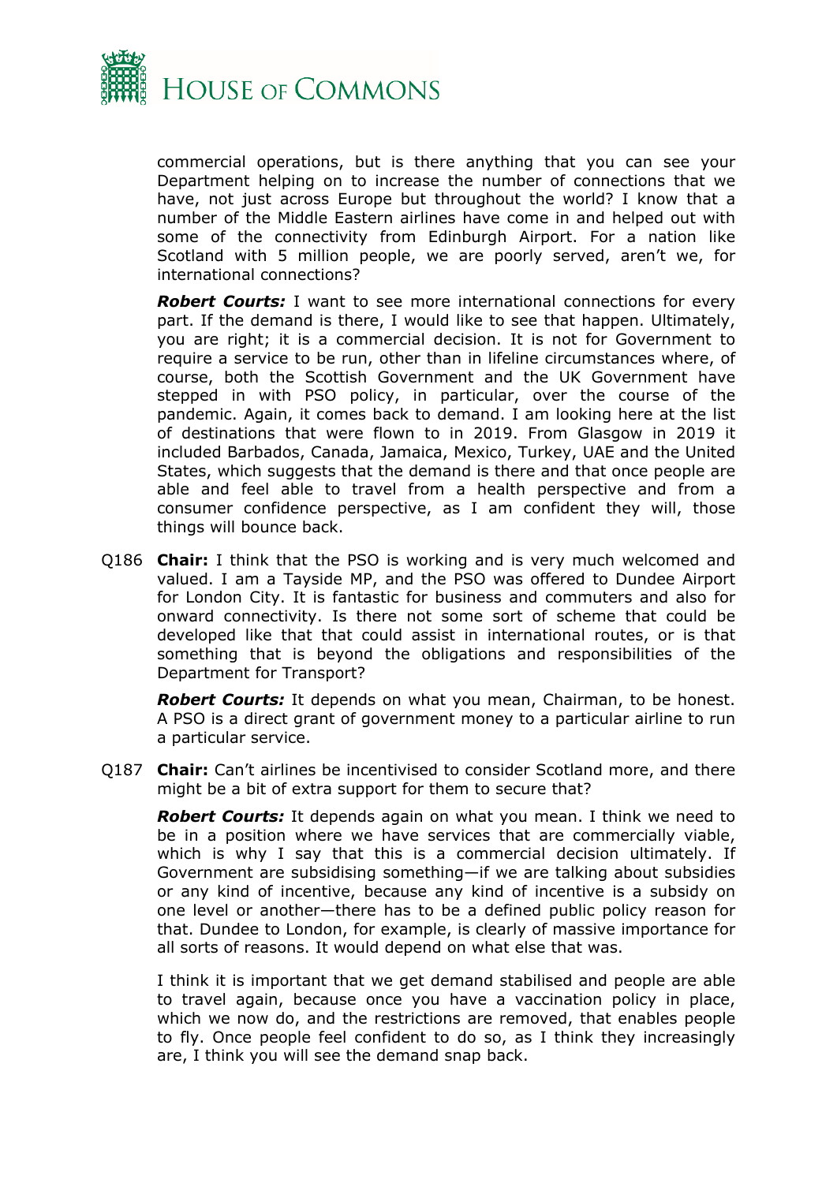commercial operations, but is there anything that you can see your Department helping on to increase the number of connections that we have, not just across Europe but throughout the world? I know that a number of the Middle Eastern airlines have come in and helped out with some of the connectivity from Edinburgh Airport. For a nation like Scotland with 5 million people, we are poorly served, aren't we, for international connections?

***Robert Courts:*** I want to see more international connections for every part. If the demand is there, I would like to see that happen. Ultimately, you are right; it is a commercial decision. It is not for Government to require a service to be run, other than in lifeline circumstances where, of course, both the Scottish Government and the UK Government have stepped in with PSO policy, in particular, over the course of the pandemic. Again, it comes back to demand. I am looking here at the list of destinations that were flown to in 2019. From Glasgow in 2019 it included Barbados, Canada, Jamaica, Mexico, Turkey, UAE and the United States, which suggests that the demand is there and that once people are able and feel able to travel from a health perspective and from a consumer confidence perspective, as I am confident they will, those things will bounce back.

Q186 **Chair:** I think that the PSO is working and is very much welcomed and valued. I am a Tayside MP, and the PSO was offered to Dundee Airport for London City. It is fantastic for business and commuters and also for onward connectivity. Is there not some sort of scheme that could be developed like that that could assist in international routes, or is that something that is beyond the obligations and responsibilities of the Department for Transport?

***Robert Courts:*** It depends on what you mean, Chairman, to be honest. A PSO is a direct grant of government money to a particular airline to run a particular service.

Q187 **Chair:** Can't airlines be incentivised to consider Scotland more, and there might be a bit of extra support for them to secure that?

***Robert Courts:*** It depends again on what you mean. I think we need to be in a position where we have services that are commercially viable, which is why I say that this is a commercial decision ultimately. If Government are subsidising something—if we are talking about subsidies or any kind of incentive, because any kind of incentive is a subsidy on one level or another—there has to be a defined public policy reason for that. Dundee to London, for example, is clearly of massive importance for all sorts of reasons. It would depend on what else that was.

I think it is important that we get demand stabilised and people are able to travel again, because once you have a vaccination policy in place, which we now do, and the restrictions are removed, that enables people to fly. Once people feel confident to do so, as I think they increasingly are, I think you will see the demand snap back.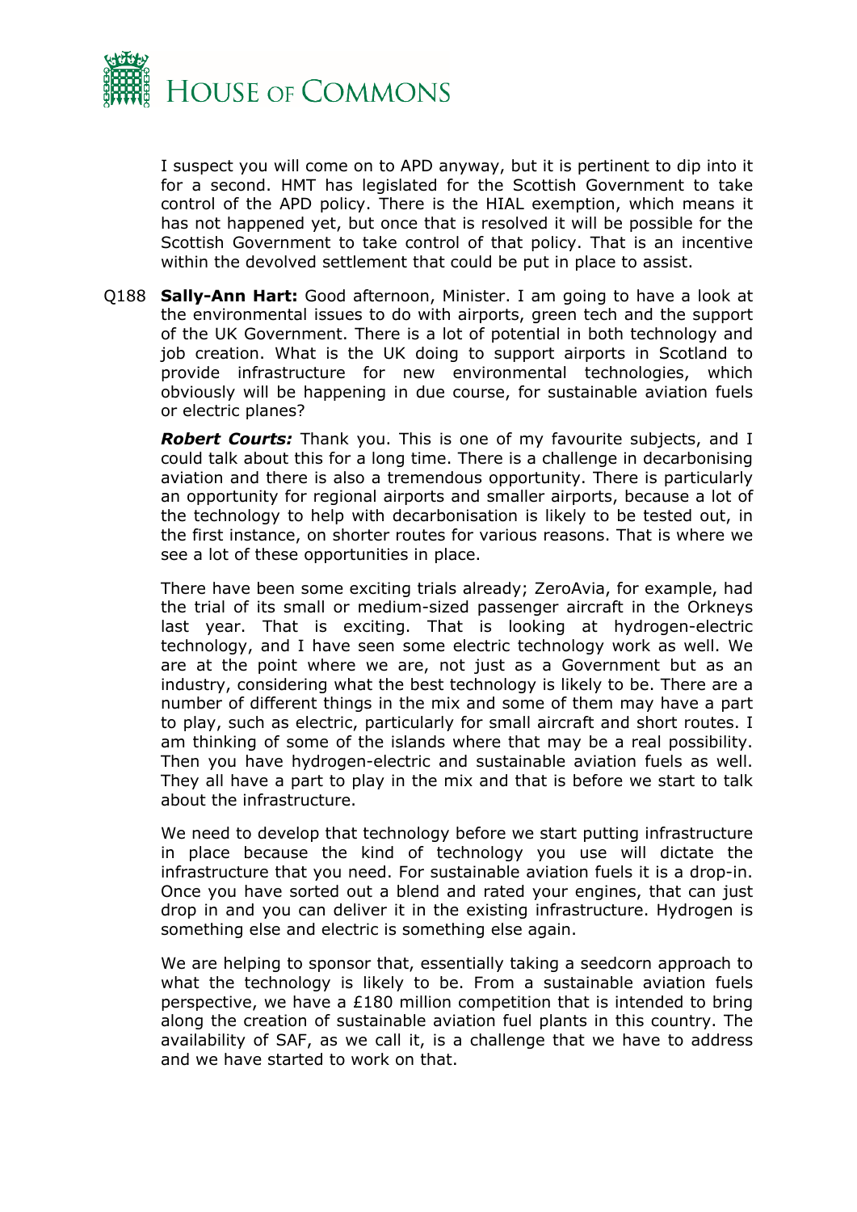I suspect you will come on to APD anyway, but it is pertinent to dip into it for a second. HMT has legislated for the Scottish Government to take control of the APD policy. There is the HIAL exemption, which means it has not happened yet, but once that is resolved it will be possible for the Scottish Government to take control of that policy. That is an incentive within the devolved settlement that could be put in place to assist.

Q188 **Sally-Ann Hart:** Good afternoon, Minister. I am going to have a look at the environmental issues to do with airports, green tech and the support of the UK Government. There is a lot of potential in both technology and job creation. What is the UK doing to support airports in Scotland to provide infrastructure for new environmental technologies, which obviously will be happening in due course, for sustainable aviation fuels or electric planes?

***Robert Courts:*** Thank you. This is one of my favourite subjects, and I could talk about this for a long time. There is a challenge in decarbonising aviation and there is also a tremendous opportunity. There is particularly an opportunity for regional airports and smaller airports, because a lot of the technology to help with decarbonisation is likely to be tested out, in the first instance, on shorter routes for various reasons. That is where we see a lot of these opportunities in place.

There have been some exciting trials already; ZeroAvia, for example, had the trial of its small or medium-sized passenger aircraft in the Orkneys last year. That is exciting. That is looking at hydrogen-electric technology, and I have seen some electric technology work as well. We are at the point where we are, not just as a Government but as an industry, considering what the best technology is likely to be. There are a number of different things in the mix and some of them may have a part to play, such as electric, particularly for small aircraft and short routes. I am thinking of some of the islands where that may be a real possibility. Then you have hydrogen-electric and sustainable aviation fuels as well. They all have a part to play in the mix and that is before we start to talk about the infrastructure.

We need to develop that technology before we start putting infrastructure in place because the kind of technology you use will dictate the infrastructure that you need. For sustainable aviation fuels it is a drop-in. Once you have sorted out a blend and rated your engines, that can just drop in and you can deliver it in the existing infrastructure. Hydrogen is something else and electric is something else again.

We are helping to sponsor that, essentially taking a seedcorn approach to what the technology is likely to be. From a sustainable aviation fuels perspective, we have a £180 million competition that is intended to bring along the creation of sustainable aviation fuel plants in this country. The availability of SAF, as we call it, is a challenge that we have to address and we have started to work on that.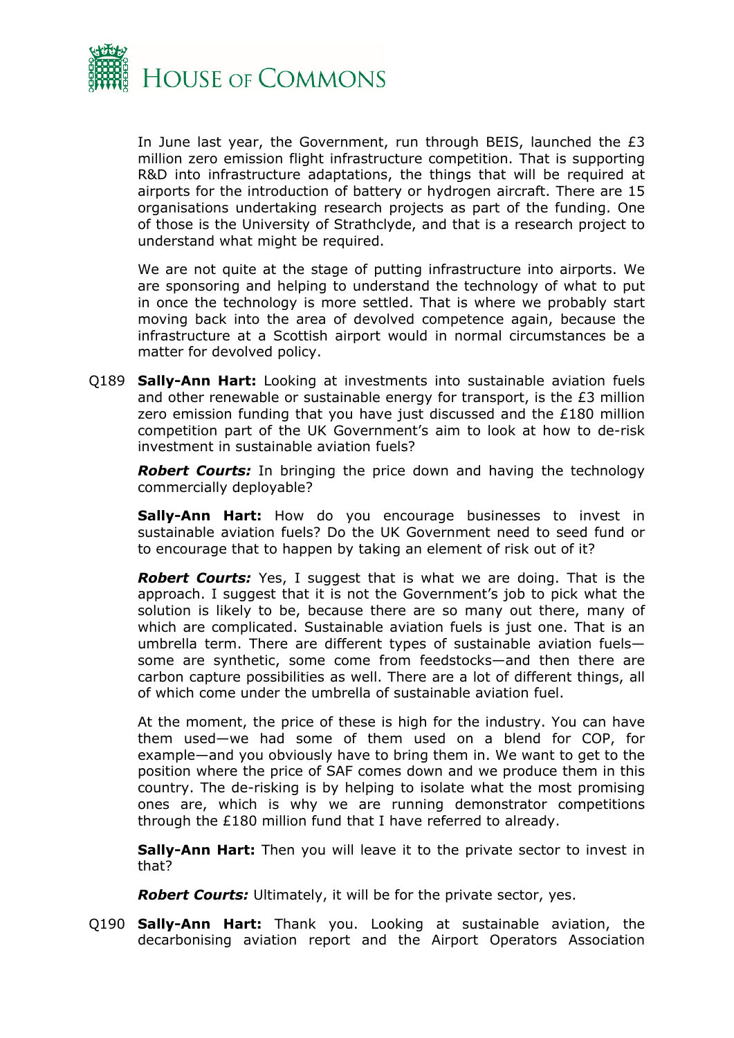In June last year, the Government, run through BEIS, launched the £3 million zero emission flight infrastructure competition. That is supporting R&D into infrastructure adaptations, the things that will be required at airports for the introduction of battery or hydrogen aircraft. There are 15 organisations undertaking research projects as part of the funding. One of those is the University of Strathclyde, and that is a research project to understand what might be required.

We are not quite at the stage of putting infrastructure into airports. We are sponsoring and helping to understand the technology of what to put in once the technology is more settled. That is where we probably start moving back into the area of devolved competence again, because the infrastructure at a Scottish airport would in normal circumstances be a matter for devolved policy.

Q189 **Sally-Ann Hart:** Looking at investments into sustainable aviation fuels and other renewable or sustainable energy for transport, is the £3 million zero emission funding that you have just discussed and the £180 million competition part of the UK Government's aim to look at how to de-risk investment in sustainable aviation fuels?

***Robert Courts:*** In bringing the price down and having the technology commercially deployable?

**Sally-Ann Hart:** How do you encourage businesses to invest in sustainable aviation fuels? Do the UK Government need to seed fund or to encourage that to happen by taking an element of risk out of it?

***Robert Courts:*** Yes, I suggest that is what we are doing. That is the approach. I suggest that it is not the Government's job to pick what the solution is likely to be, because there are so many out there, many of which are complicated. Sustainable aviation fuels is just one. That is an umbrella term. There are different types of sustainable aviation fuels—some are synthetic, some come from feedstocks—and then there are carbon capture possibilities as well. There are a lot of different things, all of which come under the umbrella of sustainable aviation fuel.

At the moment, the price of these is high for the industry. You can have them used—we had some of them used on a blend for COP, for example—and you obviously have to bring them in. We want to get to the position where the price of SAF comes down and we produce them in this country. The de-risking is by helping to isolate what the most promising ones are, which is why we are running demonstrator competitions through the £180 million fund that I have referred to already.

**Sally-Ann Hart:** Then you will leave it to the private sector to invest in that?

***Robert Courts:*** Ultimately, it will be for the private sector, yes.

Q190 **Sally-Ann Hart:** Thank you. Looking at sustainable aviation, the decarbonising aviation report and the Airport Operators Association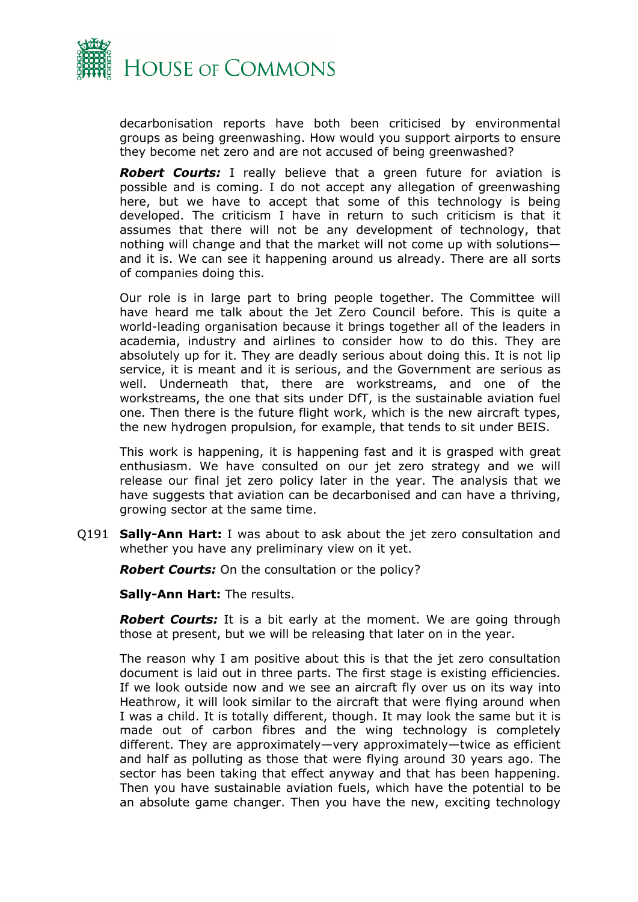decarbonisation reports have both been criticised by environmental groups as being greenwashing. How would you support airports to ensure they become net zero and are not accused of being greenwashed?

***Robert Courts:*** I really believe that a green future for aviation is possible and is coming. I do not accept any allegation of greenwashing here, but we have to accept that some of this technology is being developed. The criticism I have in return to such criticism is that it assumes that there will not be any development of technology, that nothing will change and that the market will not come up with solutions—and it is. We can see it happening around us already. There are all sorts of companies doing this.

Our role is in large part to bring people together. The Committee will have heard me talk about the Jet Zero Council before. This is quite a world-leading organisation because it brings together all of the leaders in academia, industry and airlines to consider how to do this. They are absolutely up for it. They are deadly serious about doing this. It is not lip service, it is meant and it is serious, and the Government are serious as well. Underneath that, there are workstreams, and one of the workstreams, the one that sits under DfT, is the sustainable aviation fuel one. Then there is the future flight work, which is the new aircraft types, the new hydrogen propulsion, for example, that tends to sit under BEIS.

This work is happening, it is happening fast and it is grasped with great enthusiasm. We have consulted on our jet zero strategy and we will release our final jet zero policy later in the year. The analysis that we have suggests that aviation can be decarbonised and can have a thriving, growing sector at the same time.

Q191 **Sally-Ann Hart:** I was about to ask about the jet zero consultation and whether you have any preliminary view on it yet.

***Robert Courts:*** On the consultation or the policy?

**Sally-Ann Hart:** The results.

***Robert Courts:*** It is a bit early at the moment. We are going through those at present, but we will be releasing that later on in the year.

The reason why I am positive about this is that the jet zero consultation document is laid out in three parts. The first stage is existing efficiencies. If we look outside now and we see an aircraft fly over us on its way into Heathrow, it will look similar to the aircraft that were flying around when I was a child. It is totally different, though. It may look the same but it is made out of carbon fibres and the wing technology is completely different. They are approximately—very approximately—twice as efficient and half as polluting as those that were flying around 30 years ago. The sector has been taking that effect anyway and that has been happening. Then you have sustainable aviation fuels, which have the potential to be an absolute game changer. Then you have the new, exciting technology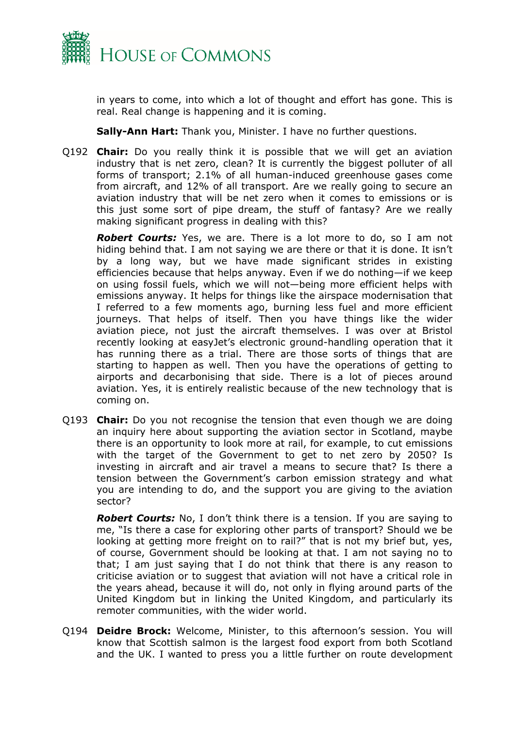in years to come, into which a lot of thought and effort has gone. This is real. Real change is happening and it is coming.

**Sally-Ann Hart:** Thank you, Minister. I have no further questions.

Q192 **Chair:** Do you really think it is possible that we will get an aviation industry that is net zero, clean? It is currently the biggest polluter of all forms of transport; 2.1% of all human-induced greenhouse gases come from aircraft, and 12% of all transport. Are we really going to secure an aviation industry that will be net zero when it comes to emissions or is this just some sort of pipe dream, the stuff of fantasy? Are we really making significant progress in dealing with this?

***Robert Courts:*** Yes, we are. There is a lot more to do, so I am not hiding behind that. I am not saying we are there or that it is done. It isn't by a long way, but we have made significant strides in existing efficiencies because that helps anyway. Even if we do nothing—if we keep on using fossil fuels, which we will not—being more efficient helps with emissions anyway. It helps for things like the airspace modernisation that I referred to a few moments ago, burning less fuel and more efficient journeys. That helps of itself. Then you have things like the wider aviation piece, not just the aircraft themselves. I was over at Bristol recently looking at easyJet's electronic ground-handling operation that it has running there as a trial. There are those sorts of things that are starting to happen as well. Then you have the operations of getting to airports and decarbonising that side. There is a lot of pieces around aviation. Yes, it is entirely realistic because of the new technology that is coming on.

Q193 **Chair:** Do you not recognise the tension that even though we are doing an inquiry here about supporting the aviation sector in Scotland, maybe there is an opportunity to look more at rail, for example, to cut emissions with the target of the Government to get to net zero by 2050? Is investing in aircraft and air travel a means to secure that? Is there a tension between the Government's carbon emission strategy and what you are intending to do, and the support you are giving to the aviation sector?

***Robert Courts:*** No, I don't think there is a tension. If you are saying to me, "Is there a case for exploring other parts of transport? Should we be looking at getting more freight on to rail?" that is not my brief but, yes, of course, Government should be looking at that. I am not saying no to that; I am just saying that I do not think that there is any reason to criticise aviation or to suggest that aviation will not have a critical role in the years ahead, because it will do, not only in flying around parts of the United Kingdom but in linking the United Kingdom, and particularly its remoter communities, with the wider world.

Q194 **Deidre Brock:** Welcome, Minister, to this afternoon's session. You will know that Scottish salmon is the largest food export from both Scotland and the UK. I wanted to press you a little further on route development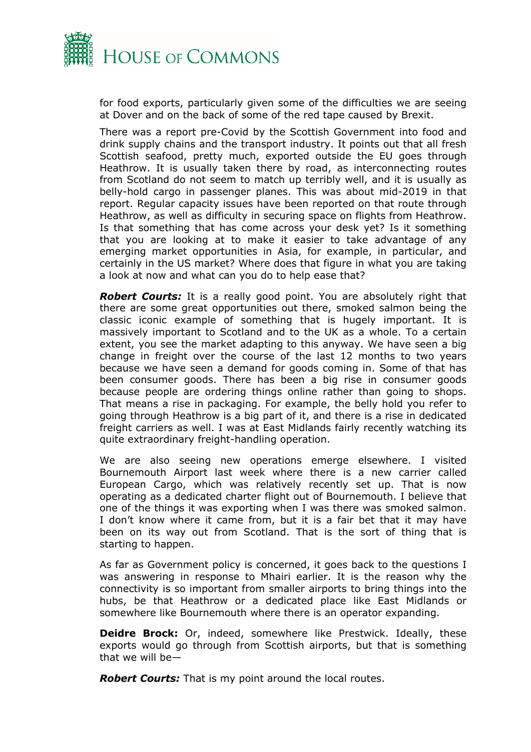for food exports, particularly given some of the difficulties we are seeing at Dover and on the back of some of the red tape caused by Brexit.

There was a report pre-Covid by the Scottish Government into food and drink supply chains and the transport industry. It points out that all fresh Scottish seafood, pretty much, exported outside the EU goes through Heathrow. It is usually taken there by road, as interconnecting routes from Scotland do not seem to match up terribly well, and it is usually as belly-hold cargo in passenger planes. This was about mid-2019 in that report. Regular capacity issues have been reported on that route through Heathrow, as well as difficulty in securing space on flights from Heathrow. Is that something that has come across your desk yet? Is it something that you are looking at to make it easier to take advantage of any emerging market opportunities in Asia, for example, in particular, and certainly in the US market? Where does that figure in what you are taking a look at now and what can you do to help ease that?

***Robert Courts:*** It is a really good point. You are absolutely right that there are some great opportunities out there, smoked salmon being the classic iconic example of something that is hugely important. It is massively important to Scotland and to the UK as a whole. To a certain extent, you see the market adapting to this anyway. We have seen a big change in freight over the course of the last 12 months to two years because we have seen a demand for goods coming in. Some of that has been consumer goods. There has been a big rise in consumer goods because people are ordering things online rather than going to shops. That means a rise in packaging. For example, the belly hold you refer to going through Heathrow is a big part of it, and there is a rise in dedicated freight carriers as well. I was at East Midlands fairly recently watching its quite extraordinary freight-handling operation.

We are also seeing new operations emerge elsewhere. I visited Bournemouth Airport last week where there is a new carrier called European Cargo, which was relatively recently set up. That is now operating as a dedicated charter flight out of Bournemouth. I believe that one of the things it was exporting when I was there was smoked salmon. I don't know where it came from, but it is a fair bet that it may have been on its way out from Scotland. That is the sort of thing that is starting to happen.

As far as Government policy is concerned, it goes back to the questions I was answering in response to Mhairi earlier. It is the reason why the connectivity is so important from smaller airports to bring things into the hubs, be that Heathrow or a dedicated place like East Midlands or somewhere like Bournemouth where there is an operator expanding.

**Deidre Brock:** Or, indeed, somewhere like Prestwick. Ideally, these exports would go through from Scottish airports, but that is something that we will be—

***Robert Courts:*** That is my point around the local routes.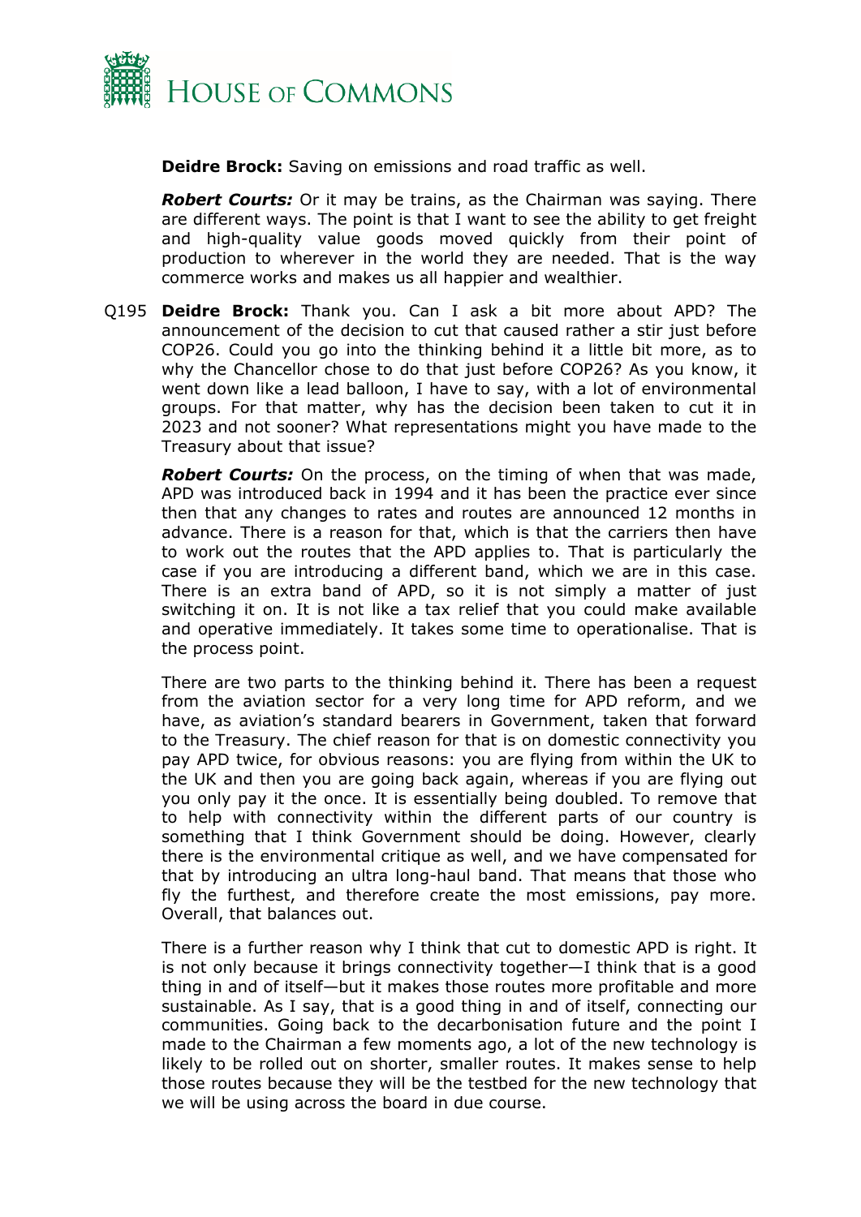**Deidre Brock:** Saving on emissions and road traffic as well.

***Robert Courts:*** Or it may be trains, as the Chairman was saying. There are different ways. The point is that I want to see the ability to get freight and high-quality value goods moved quickly from their point of production to wherever in the world they are needed. That is the way commerce works and makes us all happier and wealthier.

Q195 **Deidre Brock:** Thank you. Can I ask a bit more about APD? The announcement of the decision to cut that caused rather a stir just before COP26. Could you go into the thinking behind it a little bit more, as to why the Chancellor chose to do that just before COP26? As you know, it went down like a lead balloon, I have to say, with a lot of environmental groups. For that matter, why has the decision been taken to cut it in 2023 and not sooner? What representations might you have made to the Treasury about that issue?

***Robert Courts:*** On the process, on the timing of when that was made, APD was introduced back in 1994 and it has been the practice ever since then that any changes to rates and routes are announced 12 months in advance. There is a reason for that, which is that the carriers then have to work out the routes that the APD applies to. That is particularly the case if you are introducing a different band, which we are in this case. There is an extra band of APD, so it is not simply a matter of just switching it on. It is not like a tax relief that you could make available and operative immediately. It takes some time to operationalise. That is the process point.

There are two parts to the thinking behind it. There has been a request from the aviation sector for a very long time for APD reform, and we have, as aviation's standard bearers in Government, taken that forward to the Treasury. The chief reason for that is on domestic connectivity you pay APD twice, for obvious reasons: you are flying from within the UK to the UK and then you are going back again, whereas if you are flying out you only pay it the once. It is essentially being doubled. To remove that to help with connectivity within the different parts of our country is something that I think Government should be doing. However, clearly there is the environmental critique as well, and we have compensated for that by introducing an ultra long-haul band. That means that those who fly the furthest, and therefore create the most emissions, pay more. Overall, that balances out.

There is a further reason why I think that cut to domestic APD is right. It is not only because it brings connectivity together—I think that is a good thing in and of itself—but it makes those routes more profitable and more sustainable. As I say, that is a good thing in and of itself, connecting our communities. Going back to the decarbonisation future and the point I made to the Chairman a few moments ago, a lot of the new technology is likely to be rolled out on shorter, smaller routes. It makes sense to help those routes because they will be the testbed for the new technology that we will be using across the board in due course.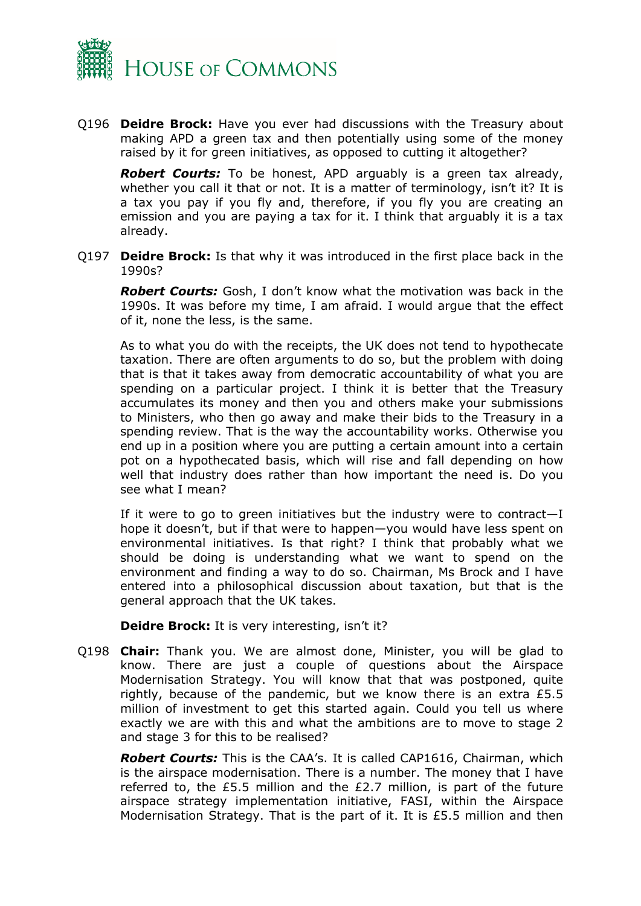Q196 **Deidre Brock:** Have you ever had discussions with the Treasury about making APD a green tax and then potentially using some of the money raised by it for green initiatives, as opposed to cutting it altogether?

***Robert Courts:*** To be honest, APD arguably is a green tax already, whether you call it that or not. It is a matter of terminology, isn't it? It is a tax you pay if you fly and, therefore, if you fly you are creating an emission and you are paying a tax for it. I think that arguably it is a tax already.

Q197 **Deidre Brock:** Is that why it was introduced in the first place back in the 1990s?

***Robert Courts:*** Gosh, I don't know what the motivation was back in the 1990s. It was before my time, I am afraid. I would argue that the effect of it, none the less, is the same.

As to what you do with the receipts, the UK does not tend to hypothecate taxation. There are often arguments to do so, but the problem with doing that is that it takes away from democratic accountability of what you are spending on a particular project. I think it is better that the Treasury accumulates its money and then you and others make your submissions to Ministers, who then go away and make their bids to the Treasury in a spending review. That is the way the accountability works. Otherwise you end up in a position where you are putting a certain amount into a certain pot on a hypothecated basis, which will rise and fall depending on how well that industry does rather than how important the need is. Do you see what I mean?

If it were to go to green initiatives but the industry were to contract—I hope it doesn't, but if that were to happen—you would have less spent on environmental initiatives. Is that right? I think that probably what we should be doing is understanding what we want to spend on the environment and finding a way to do so. Chairman, Ms Brock and I have entered into a philosophical discussion about taxation, but that is the general approach that the UK takes.

**Deidre Brock:** It is very interesting, isn't it?

Q198 **Chair:** Thank you. We are almost done, Minister, you will be glad to know. There are just a couple of questions about the Airspace Modernisation Strategy. You will know that that was postponed, quite rightly, because of the pandemic, but we know there is an extra £5.5 million of investment to get this started again. Could you tell us where exactly we are with this and what the ambitions are to move to stage 2 and stage 3 for this to be realised?

***Robert Courts:*** This is the CAA's. It is called CAP1616, Chairman, which is the airspace modernisation. There is a number. The money that I have referred to, the £5.5 million and the £2.7 million, is part of the future airspace strategy implementation initiative, FASI, within the Airspace Modernisation Strategy. That is the part of it. It is £5.5 million and then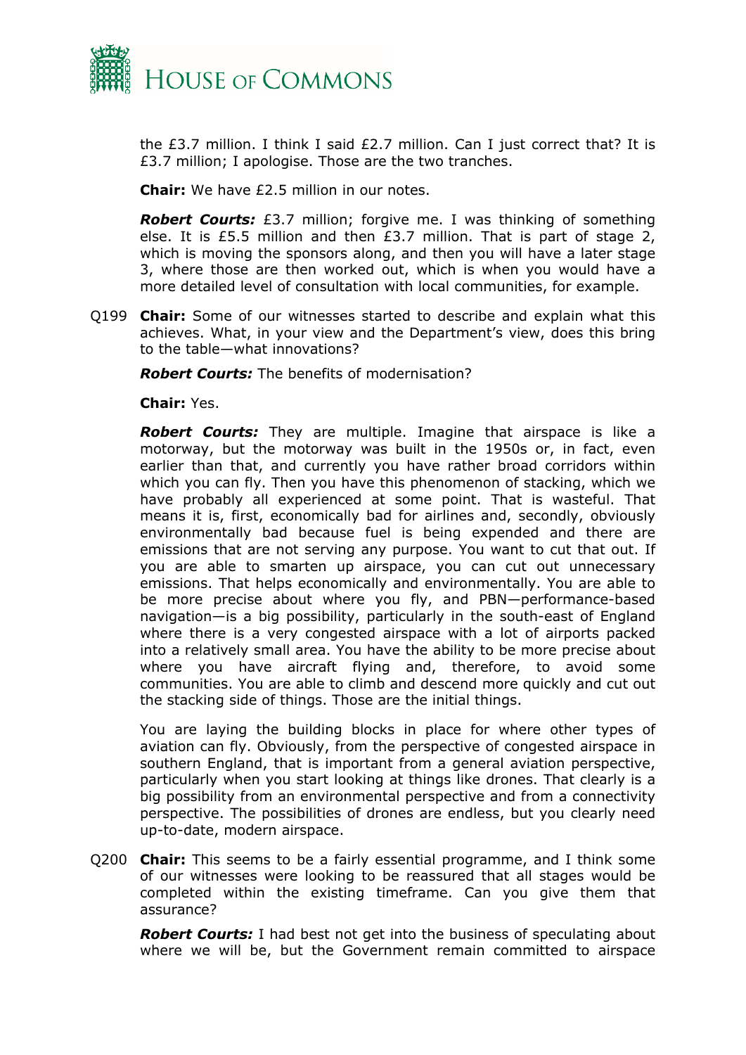the £3.7 million. I think I said £2.7 million. Can I just correct that? It is £3.7 million; I apologise. Those are the two tranches.

**Chair:** We have £2.5 million in our notes.

***Robert Courts:*** £3.7 million; forgive me. I was thinking of something else. It is £5.5 million and then £3.7 million. That is part of stage 2, which is moving the sponsors along, and then you will have a later stage 3, where those are then worked out, which is when you would have a more detailed level of consultation with local communities, for example.

Q199 **Chair:** Some of our witnesses started to describe and explain what this achieves. What, in your view and the Department's view, does this bring to the table—what innovations?

***Robert Courts:*** The benefits of modernisation?

**Chair:** Yes.

***Robert Courts:*** They are multiple. Imagine that airspace is like a motorway, but the motorway was built in the 1950s or, in fact, even earlier than that, and currently you have rather broad corridors within which you can fly. Then you have this phenomenon of stacking, which we have probably all experienced at some point. That is wasteful. That means it is, first, economically bad for airlines and, secondly, obviously environmentally bad because fuel is being expended and there are emissions that are not serving any purpose. You want to cut that out. If you are able to smarten up airspace, you can cut out unnecessary emissions. That helps economically and environmentally. You are able to be more precise about where you fly, and PBN—performance-based navigation—is a big possibility, particularly in the south-east of England where there is a very congested airspace with a lot of airports packed into a relatively small area. You have the ability to be more precise about where you have aircraft flying and, therefore, to avoid some communities. You are able to climb and descend more quickly and cut out the stacking side of things. Those are the initial things.

You are laying the building blocks in place for where other types of aviation can fly. Obviously, from the perspective of congested airspace in southern England, that is important from a general aviation perspective, particularly when you start looking at things like drones. That clearly is a big possibility from an environmental perspective and from a connectivity perspective. The possibilities of drones are endless, but you clearly need up-to-date, modern airspace.

Q200 **Chair:** This seems to be a fairly essential programme, and I think some of our witnesses were looking to be reassured that all stages would be completed within the existing timeframe. Can you give them that assurance?

***Robert Courts:*** I had best not get into the business of speculating about where we will be, but the Government remain committed to airspace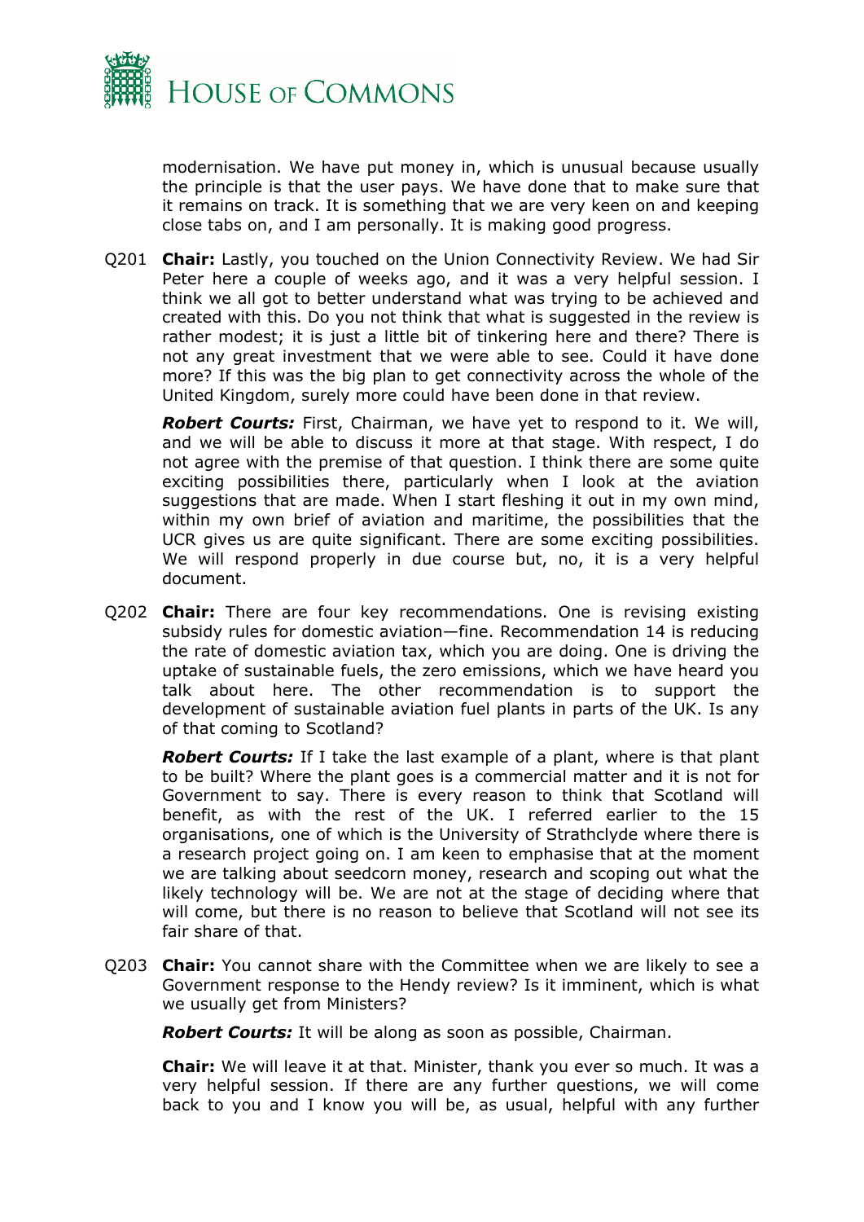modernisation. We have put money in, which is unusual because usually the principle is that the user pays. We have done that to make sure that it remains on track. It is something that we are very keen on and keeping close tabs on, and I am personally. It is making good progress.

Q201 **Chair:** Lastly, you touched on the Union Connectivity Review. We had Sir Peter here a couple of weeks ago, and it was a very helpful session. I think we all got to better understand what was trying to be achieved and created with this. Do you not think that what is suggested in the review is rather modest; it is just a little bit of tinkering here and there? There is not any great investment that we were able to see. Could it have done more? If this was the big plan to get connectivity across the whole of the United Kingdom, surely more could have been done in that review.

***Robert Courts:*** First, Chairman, we have yet to respond to it. We will, and we will be able to discuss it more at that stage. With respect, I do not agree with the premise of that question. I think there are some quite exciting possibilities there, particularly when I look at the aviation suggestions that are made. When I start fleshing it out in my own mind, within my own brief of aviation and maritime, the possibilities that the UCR gives us are quite significant. There are some exciting possibilities. We will respond properly in due course but, no, it is a very helpful document.

Q202 **Chair:** There are four key recommendations. One is revising existing subsidy rules for domestic aviation—fine. Recommendation 14 is reducing the rate of domestic aviation tax, which you are doing. One is driving the uptake of sustainable fuels, the zero emissions, which we have heard you talk about here. The other recommendation is to support the development of sustainable aviation fuel plants in parts of the UK. Is any of that coming to Scotland?

***Robert Courts:*** If I take the last example of a plant, where is that plant to be built? Where the plant goes is a commercial matter and it is not for Government to say. There is every reason to think that Scotland will benefit, as with the rest of the UK. I referred earlier to the 15 organisations, one of which is the University of Strathclyde where there is a research project going on. I am keen to emphasise that at the moment we are talking about seedcorn money, research and scoping out what the likely technology will be. We are not at the stage of deciding where that will come, but there is no reason to believe that Scotland will not see its fair share of that.

Q203 **Chair:** You cannot share with the Committee when we are likely to see a Government response to the Hendy review? Is it imminent, which is what we usually get from Ministers?

***Robert Courts:*** It will be along as soon as possible, Chairman.

**Chair:** We will leave it at that. Minister, thank you ever so much. It was a very helpful session. If there are any further questions, we will come back to you and I know you will be, as usual, helpful with any further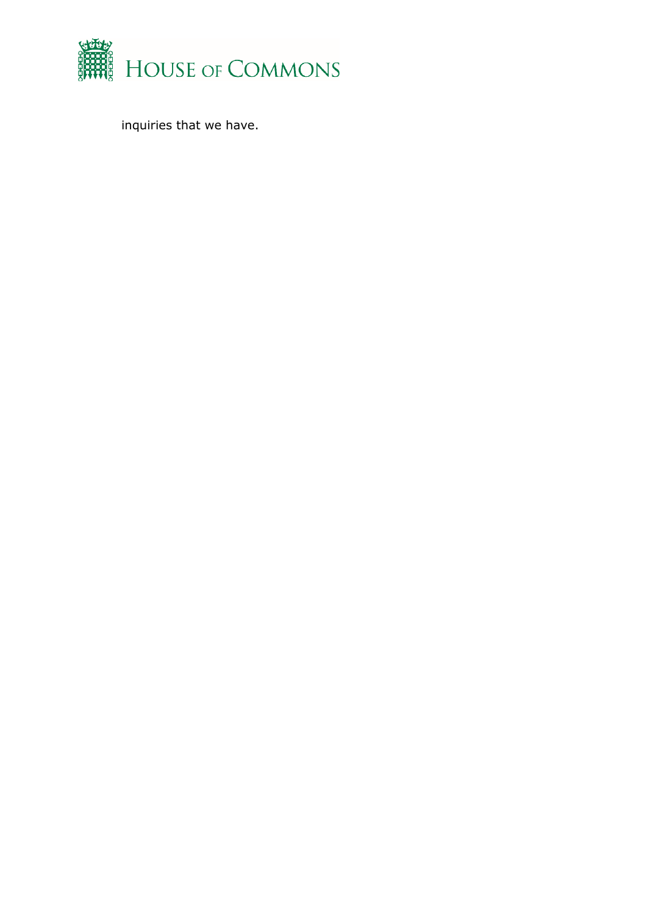inquiries that we have.